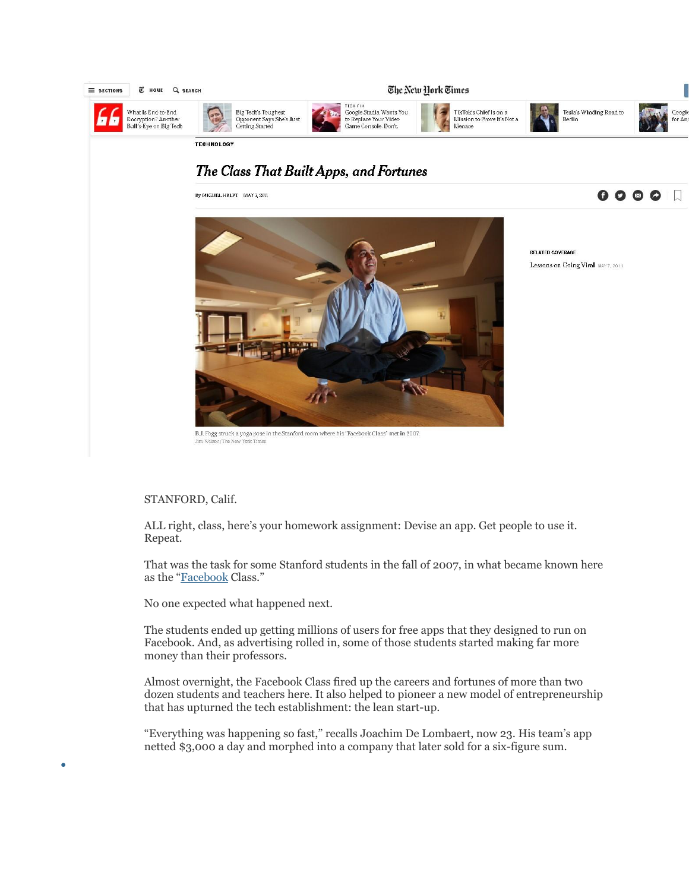TECHNOLOGY

# The Class That Built Apps, and Fortunes

By MIGUEL HELFT MAY 7, 2011

B.J. Fogg struck a yoga pose in the Stanford room where his "Facebook Class" met in 2007.
Jim Wilson/The New York Times

RELATED COVERAGE

Lessons on Going Viral MAY 7, 2011

STANFORD, Calif.

ALL right, class, here's your homework assignment: Devise an app. Get people to use it. Repeat.

That was the task for some Stanford students in the fall of 2007, in what became known here as the "Facebook Class."

No one expected what happened next.

The students ended up getting millions of users for free apps that they designed to run on Facebook. And, as advertising rolled in, some of those students started making far more money than their professors.

Almost overnight, the Facebook Class fired up the careers and fortunes of more than two dozen students and teachers here. It also helped to pioneer a new model of entrepreneurship that has upturned the tech establishment: the lean start-up.

"Everything was happening so fast," recalls Joachim De Lombaert, now 23. His team's app netted $3,000 a day and morphed into a company that later sold for a six-figure sum.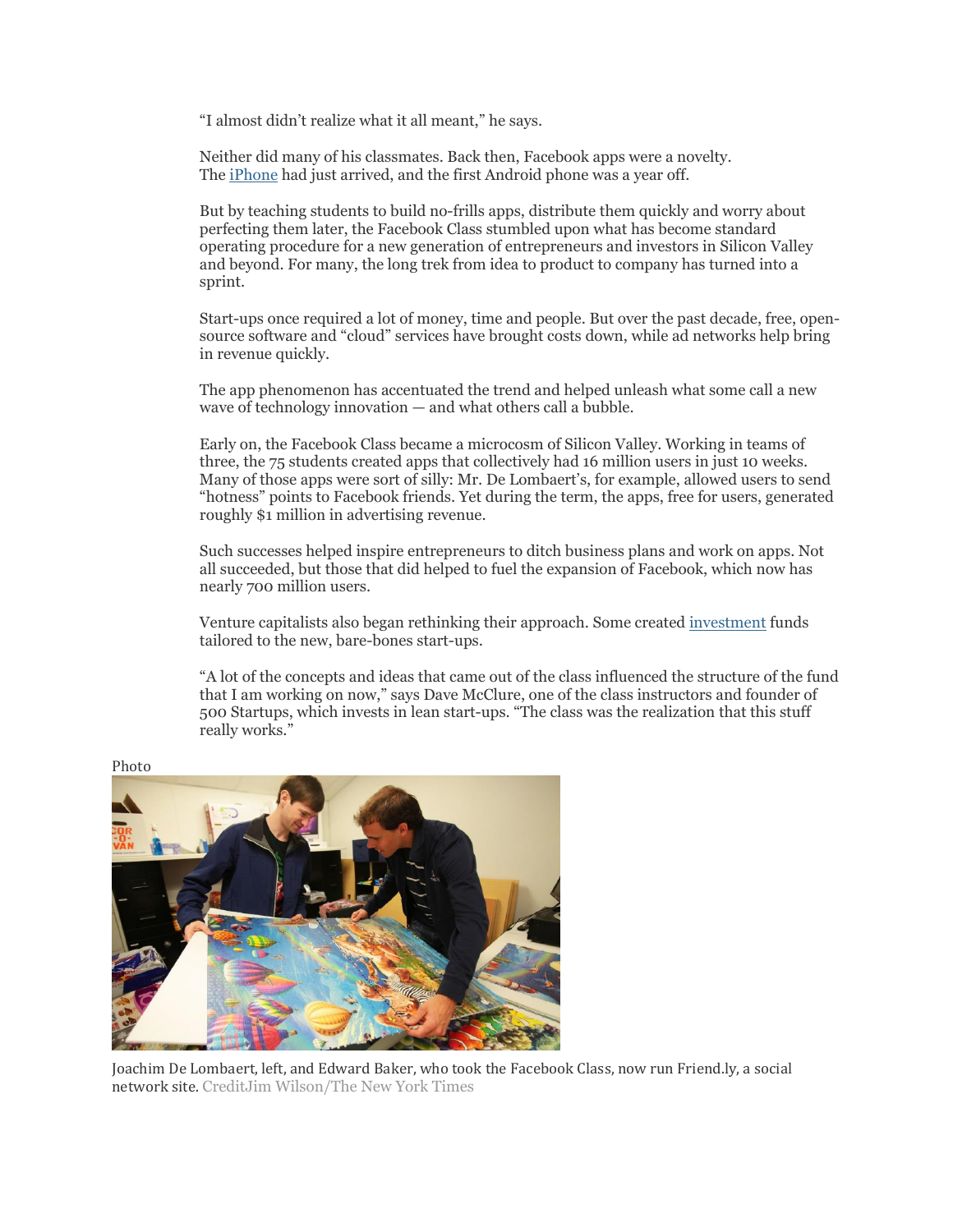"I almost didn't realize what it all meant," he says.

Neither did many of his classmates. Back then, Facebook apps were a novelty. The iPhone had just arrived, and the first Android phone was a year off.

But by teaching students to build no-frills apps, distribute them quickly and worry about perfecting them later, the Facebook Class stumbled upon what has become standard operating procedure for a new generation of entrepreneurs and investors in Silicon Valley and beyond. For many, the long trek from idea to product to company has turned into a sprint.

Start-ups once required a lot of money, time and people. But over the past decade, free, open-source software and "cloud" services have brought costs down, while ad networks help bring in revenue quickly.

The app phenomenon has accentuated the trend and helped unleash what some call a new wave of technology innovation — and what others call a bubble.

Early on, the Facebook Class became a microcosm of Silicon Valley. Working in teams of three, the 75 students created apps that collectively had 16 million users in just 10 weeks. Many of those apps were sort of silly: Mr. De Lombaert's, for example, allowed users to send "hotness" points to Facebook friends. Yet during the term, the apps, free for users, generated roughly $1 million in advertising revenue.

Such successes helped inspire entrepreneurs to ditch business plans and work on apps. Not all succeeded, but those that did helped to fuel the expansion of Facebook, which now has nearly 700 million users.

Venture capitalists also began rethinking their approach. Some created investment funds tailored to the new, bare-bones start-ups.

"A lot of the concepts and ideas that came out of the class influenced the structure of the fund that I am working on now," says Dave McClure, one of the class instructors and founder of 500 Startups, which invests in lean start-ups. "The class was the realization that this stuff really works."

Photo

Joachim De Lombaert, left, and Edward Baker, who took the Facebook Class, now run Friend.ly, a social network site. CreditJim Wilson/The New York Times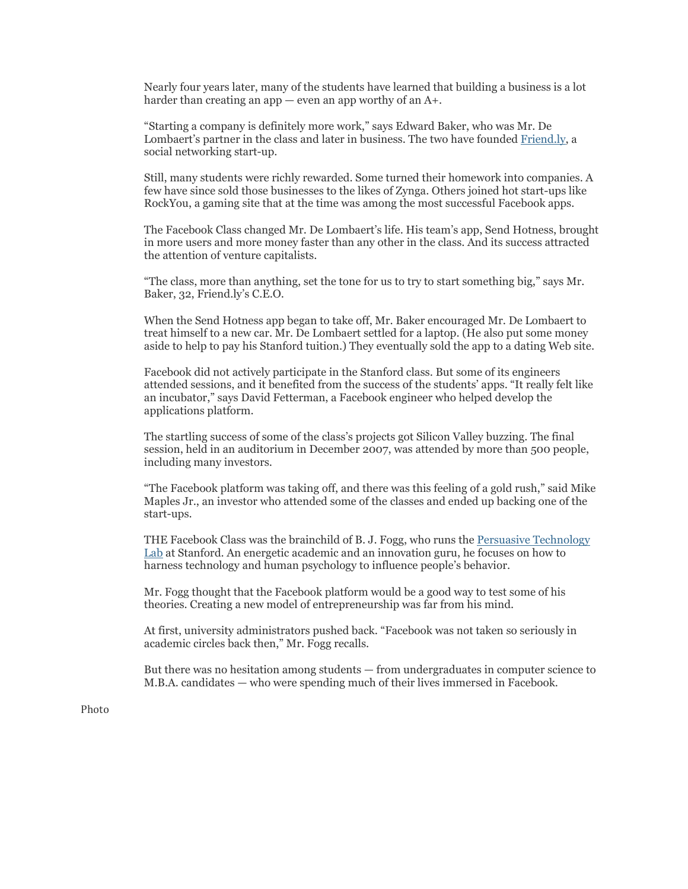Nearly four years later, many of the students have learned that building a business is a lot harder than creating an app — even an app worthy of an A+.

"Starting a company is definitely more work," says Edward Baker, who was Mr. De Lombaert's partner in the class and later in business. The two have founded [Friend.ly](), a social networking start-up.

Still, many students were richly rewarded. Some turned their homework into companies. A few have since sold those businesses to the likes of Zynga. Others joined hot start-ups like RockYou, a gaming site that at the time was among the most successful Facebook apps.

The Facebook Class changed Mr. De Lombaert's life. His team's app, Send Hotness, brought in more users and more money faster than any other in the class. And its success attracted the attention of venture capitalists.

"The class, more than anything, set the tone for us to try to start something big," says Mr. Baker, 32, Friend.ly's C.E.O.

When the Send Hotness app began to take off, Mr. Baker encouraged Mr. De Lombaert to treat himself to a new car. Mr. De Lombaert settled for a laptop. (He also put some money aside to help to pay his Stanford tuition.) They eventually sold the app to a dating Web site.

Facebook did not actively participate in the Stanford class. But some of its engineers attended sessions, and it benefited from the success of the students' apps. "It really felt like an incubator," says David Fetterman, a Facebook engineer who helped develop the applications platform.

The startling success of some of the class's projects got Silicon Valley buzzing. The final session, held in an auditorium in December 2007, was attended by more than 500 people, including many investors.

"The Facebook platform was taking off, and there was this feeling of a gold rush," said Mike Maples Jr., an investor who attended some of the classes and ended up backing one of the start-ups.

THE Facebook Class was the brainchild of B. J. Fogg, who runs the [Persuasive Technology Lab]() at Stanford. An energetic academic and an innovation guru, he focuses on how to harness technology and human psychology to influence people's behavior.

Mr. Fogg thought that the Facebook platform would be a good way to test some of his theories. Creating a new model of entrepreneurship was far from his mind.

At first, university administrators pushed back. "Facebook was not taken so seriously in academic circles back then," Mr. Fogg recalls.

But there was no hesitation among students — from undergraduates in computer science to M.B.A. candidates — who were spending much of their lives immersed in Facebook.

Photo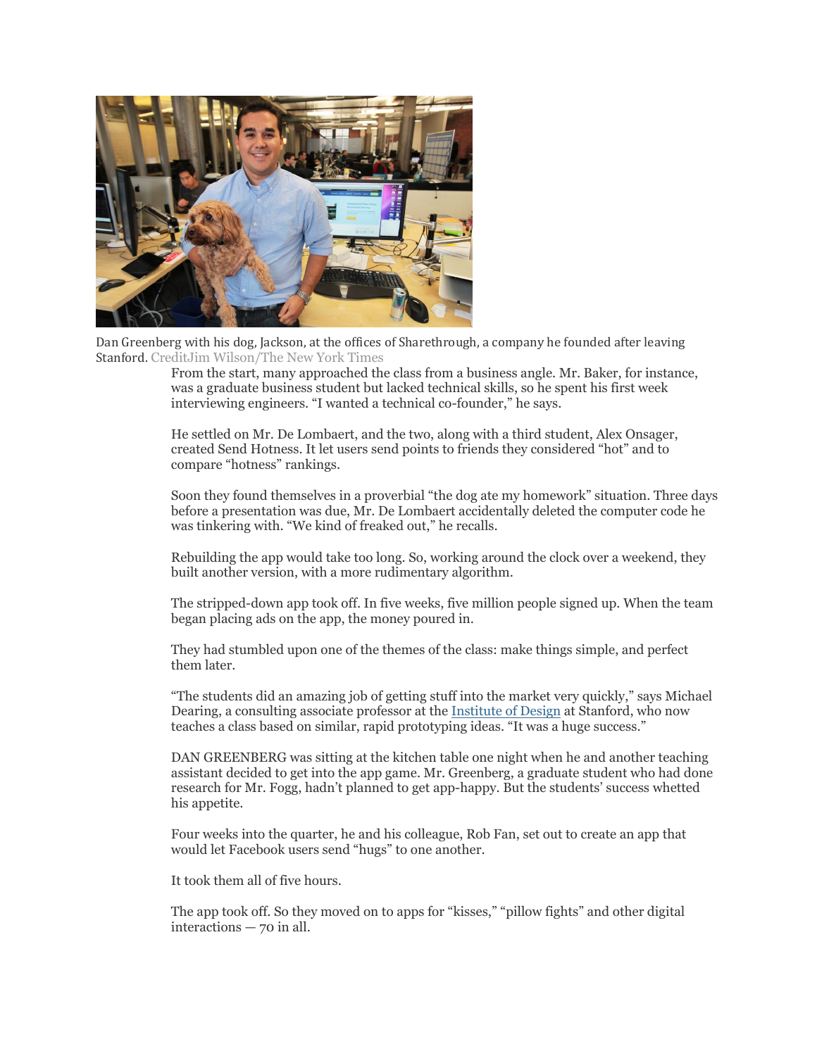Dan Greenberg with his dog, Jackson, at the offices of Sharethrough, a company he founded after leaving Stanford. CreditJim Wilson/The New York Times

From the start, many approached the class from a business angle. Mr. Baker, for instance, was a graduate business student but lacked technical skills, so he spent his first week interviewing engineers. "I wanted a technical co-founder," he says.

He settled on Mr. De Lombaert, and the two, along with a third student, Alex Onsager, created Send Hotness. It let users send points to friends they considered "hot" and to compare "hotness" rankings.

Soon they found themselves in a proverbial "the dog ate my homework" situation. Three days before a presentation was due, Mr. De Lombaert accidentally deleted the computer code he was tinkering with. "We kind of freaked out," he recalls.

Rebuilding the app would take too long. So, working around the clock over a weekend, they built another version, with a more rudimentary algorithm.

The stripped-down app took off. In five weeks, five million people signed up. When the team began placing ads on the app, the money poured in.

They had stumbled upon one of the themes of the class: make things simple, and perfect them later.

"The students did an amazing job of getting stuff into the market very quickly," says Michael Dearing, a consulting associate professor at the Institute of Design at Stanford, who now teaches a class based on similar, rapid prototyping ideas. "It was a huge success."

DAN GREENBERG was sitting at the kitchen table one night when he and another teaching assistant decided to get into the app game. Mr. Greenberg, a graduate student who had done research for Mr. Fogg, hadn't planned to get app-happy. But the students' success whetted his appetite.

Four weeks into the quarter, he and his colleague, Rob Fan, set out to create an app that would let Facebook users send "hugs" to one another.

It took them all of five hours.

The app took off. So they moved on to apps for "kisses," "pillow fights" and other digital interactions — 70 in all.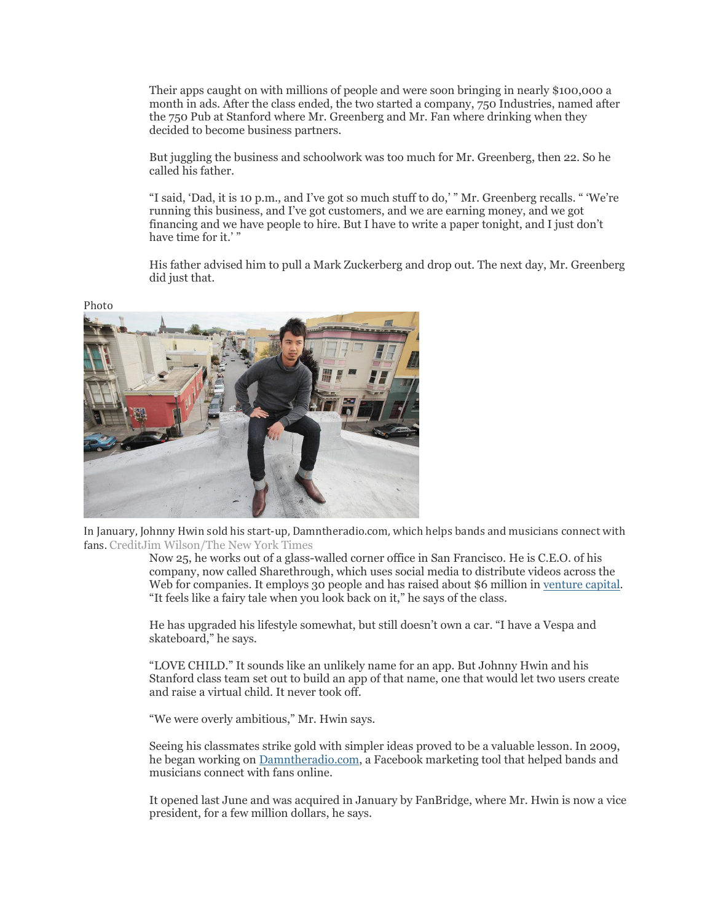Their apps caught on with millions of people and were soon bringing in nearly $100,000 a month in ads. After the class ended, the two started a company, 750 Industries, named after the 750 Pub at Stanford where Mr. Greenberg and Mr. Fan where drinking when they decided to become business partners.

But juggling the business and schoolwork was too much for Mr. Greenberg, then 22. So he called his father.

"I said, 'Dad, it is 10 p.m., and I've got so much stuff to do,' " Mr. Greenberg recalls. " 'We're running this business, and I've got customers, and we are earning money, and we got financing and we have people to hire. But I have to write a paper tonight, and I just don't have time for it.' "

His father advised him to pull a Mark Zuckerberg and drop out. The next day, Mr. Greenberg did just that.

Photo

In January, Johnny Hwin sold his start-up, Damntheradio.com, which helps bands and musicians connect with fans. CreditJim Wilson/The New York Times

Now 25, he works out of a glass-walled corner office in San Francisco. He is C.E.O. of his company, now called Sharethrough, which uses social media to distribute videos across the Web for companies. It employs 30 people and has raised about $6 million in venture capital. "It feels like a fairy tale when you look back on it," he says of the class.

He has upgraded his lifestyle somewhat, but still doesn't own a car. "I have a Vespa and skateboard," he says.

"LOVE CHILD." It sounds like an unlikely name for an app. But Johnny Hwin and his Stanford class team set out to build an app of that name, one that would let two users create and raise a virtual child. It never took off.

"We were overly ambitious," Mr. Hwin says.

Seeing his classmates strike gold with simpler ideas proved to be a valuable lesson. In 2009, he began working on Damntheradio.com, a Facebook marketing tool that helped bands and musicians connect with fans online.

It opened last June and was acquired in January by FanBridge, where Mr. Hwin is now a vice president, for a few million dollars, he says.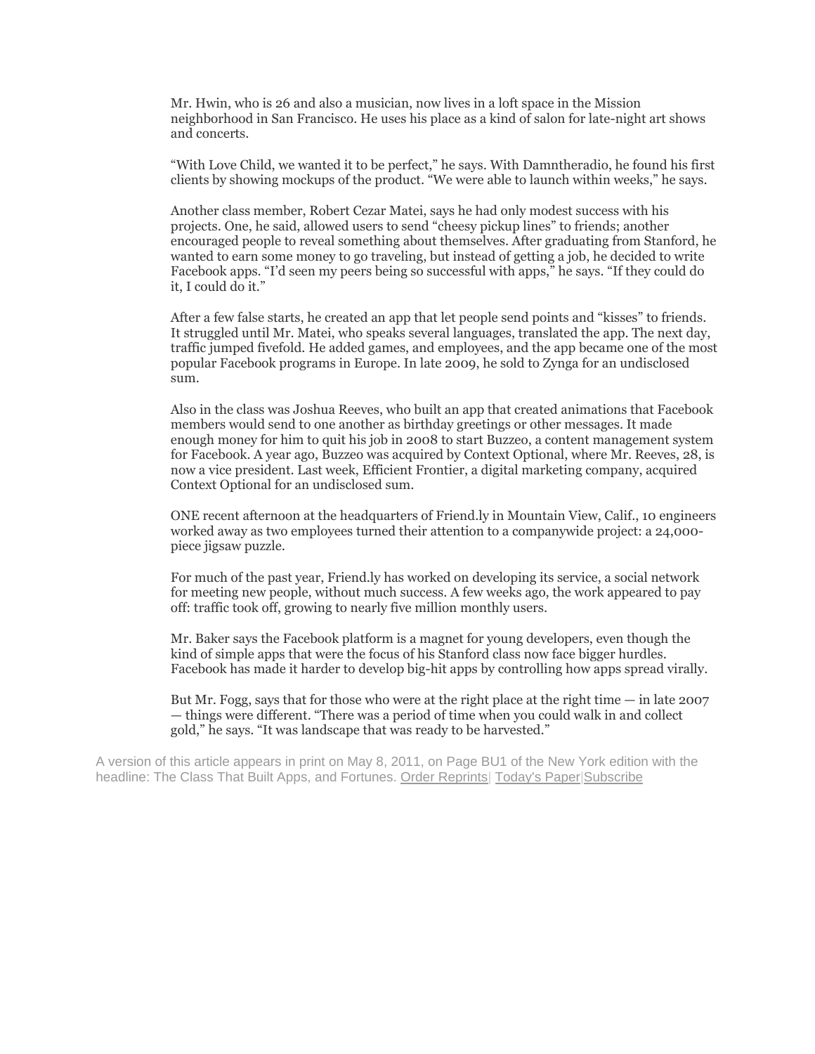Mr. Hwin, who is 26 and also a musician, now lives in a loft space in the Mission neighborhood in San Francisco. He uses his place as a kind of salon for late-night art shows and concerts.

“With Love Child, we wanted it to be perfect,” he says. With Damntheradio, he found his first clients by showing mockups of the product. “We were able to launch within weeks,” he says.

Another class member, Robert Cezar Matei, says he had only modest success with his projects. One, he said, allowed users to send “cheesy pickup lines” to friends; another encouraged people to reveal something about themselves. After graduating from Stanford, he wanted to earn some money to go traveling, but instead of getting a job, he decided to write Facebook apps. “I’d seen my peers being so successful with apps,” he says. “If they could do it, I could do it.”

After a few false starts, he created an app that let people send points and “kisses” to friends. It struggled until Mr. Matei, who speaks several languages, translated the app. The next day, traffic jumped fivefold. He added games, and employees, and the app became one of the most popular Facebook programs in Europe. In late 2009, he sold to Zynga for an undisclosed sum.

Also in the class was Joshua Reeves, who built an app that created animations that Facebook members would send to one another as birthday greetings or other messages. It made enough money for him to quit his job in 2008 to start Buzzeo, a content management system for Facebook. A year ago, Buzzeo was acquired by Context Optional, where Mr. Reeves, 28, is now a vice president. Last week, Efficient Frontier, a digital marketing company, acquired Context Optional for an undisclosed sum.

ONE recent afternoon at the headquarters of Friend.ly in Mountain View, Calif., 10 engineers worked away as two employees turned their attention to a companywide project: a 24,000-piece jigsaw puzzle.

For much of the past year, Friend.ly has worked on developing its service, a social network for meeting new people, without much success. A few weeks ago, the work appeared to pay off: traffic took off, growing to nearly five million monthly users.

Mr. Baker says the Facebook platform is a magnet for young developers, even though the kind of simple apps that were the focus of his Stanford class now face bigger hurdles. Facebook has made it harder to develop big-hit apps by controlling how apps spread virally.

But Mr. Fogg, says that for those who were at the right place at the right time — in late 2007 — things were different. “There was a period of time when you could walk in and collect gold,” he says. “It was landscape that was ready to be harvested.”

A version of this article appears in print on May 8, 2011, on Page BU1 of the New York edition with the headline: The Class That Built Apps, and Fortunes. Order Reprints| Today's Paper|Subscribe